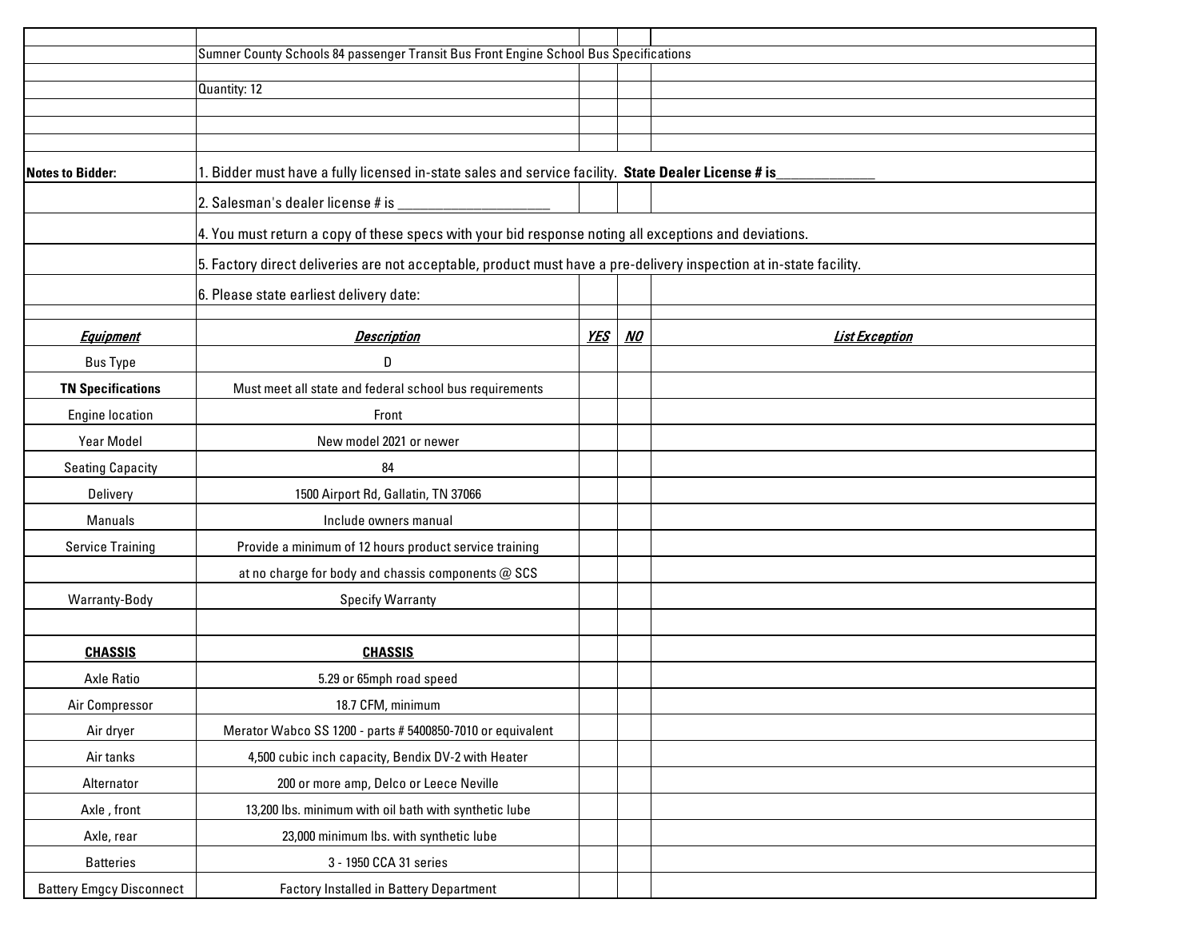Sumner County Schools 84 passenger Transit Bus Front Engine School Bus Specifications

Quantity: 12

**Notes to Bidder:**

1. Bidder must have a fully licensed in-state sales and service facility. **State Dealer License # is\_\_\_\_\_\_\_\_\_\_\_\_\_\_**
2. Salesman's dealer license # is \_\_\_\_\_\_\_\_\_\_\_\_\_\_\_\_\_\_\_\_\_\_
4. You must return a copy of these specs with your bid response noting all exceptions and deviations.
5. Factory direct deliveries are not acceptable, product must have a pre-delivery inspection at in-state facility.
6. Please state earliest delivery date:

| ***Equipment*** | ***Description*** | ***YES*** | ***NO*** | ***List Exception*** |
|---|---|---|---|---|
| Bus Type | D | | | |
| **TN Specifications** | Must meet all state and federal school bus requirements | | | |
| Engine location | Front | | | |
| Year Model | New model 2021 or newer | | | |
| Seating Capacity | 84 | | | |
| Delivery | 1500 Airport Rd, Gallatin, TN 37066 | | | |
| Manuals | Include owners manual | | | |
| Service Training | Provide a minimum of 12 hours product service training | | | |
| | at no charge for body and chassis components @ SCS | | | |
| Warranty-Body | Specify Warranty | | | |
| | | | | |
| **CHASSIS** | **CHASSIS** | | | |
| Axle Ratio | 5.29 or 65mph road speed | | | |
| Air Compressor | 18.7 CFM, minimum | | | |
| Air dryer | Merator Wabco SS 1200 - parts # 5400850-7010 or equivalent | | | |
| Air tanks | 4,500 cubic inch capacity, Bendix DV-2 with Heater | | | |
| Alternator | 200 or more amp, Delco or Leece Neville | | | |
| Axle , front | 13,200 lbs. minimum with oil bath with synthetic lube | | | |
| Axle, rear | 23,000 minimum lbs. with synthetic lube | | | |
| Batteries | 3 - 1950 CCA 31 series | | | |
| Battery Emgcy Disconnect | Factory Installed in Battery Department | | | |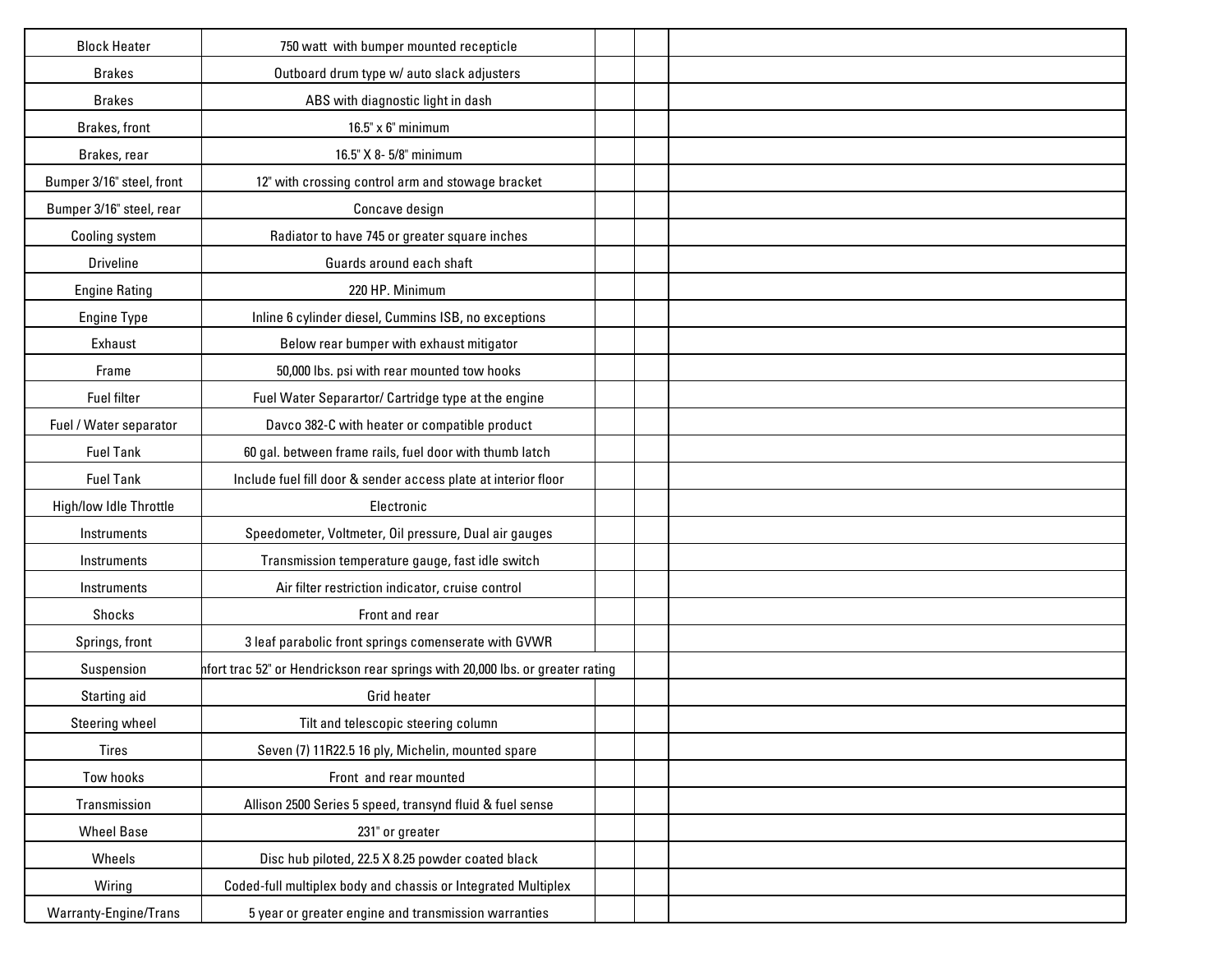| | | | | |
|---|---|---|---|---|
| Block Heater | 750 watt with bumper mounted recepticle | | | |
| Brakes | Outboard drum type w/ auto slack adjusters | | | |
| Brakes | ABS with diagnostic light in dash | | | |
| Brakes, front | 16.5" x 6" minimum | | | |
| Brakes, rear | 16.5" X 8- 5/8" minimum | | | |
| Bumper 3/16" steel, front | 12" with crossing control arm and stowage bracket | | | |
| Bumper 3/16" steel, rear | Concave design | | | |
| Cooling system | Radiator to have 745 or greater square inches | | | |
| Driveline | Guards around each shaft | | | |
| Engine Rating | 220 HP. Minimum | | | |
| Engine Type | Inline 6 cylinder diesel, Cummins ISB, no exceptions | | | |
| Exhaust | Below rear bumper with exhaust mitigator | | | |
| Frame | 50,000 lbs. psi with rear mounted tow hooks | | | |
| Fuel filter | Fuel Water Separartor/ Cartridge type at the engine | | | |
| Fuel / Water separator | Davco 382-C with heater or compatible product | | | |
| Fuel Tank | 60 gal. between frame rails, fuel door with thumb latch | | | |
| Fuel Tank | Include fuel fill door & sender access plate at interior floor | | | |
| High/low Idle Throttle | Electronic | | | |
| Instruments | Speedometer, Voltmeter, Oil pressure, Dual air gauges | | | |
| Instruments | Transmission temperature gauge, fast idle switch | | | |
| Instruments | Air filter restriction indicator, cruise control | | | |
| Shocks | Front and rear | | | |
| Springs, front | 3 leaf parabolic front springs comenserate with GVWR | | | |
| Suspension | nfort trac 52" or Hendrickson rear springs with 20,000 lbs. or greater rating | | | |
| Starting aid | Grid heater | | | |
| Steering wheel | Tilt and telescopic steering column | | | |
| Tires | Seven (7) 11R22.5 16 ply, Michelin, mounted spare | | | |
| Tow hooks | Front and rear mounted | | | |
| Transmission | Allison 2500 Series 5 speed, transynd fluid & fuel sense | | | |
| Wheel Base | 231" or greater | | | |
| Wheels | Disc hub piloted, 22.5 X 8.25 powder coated black | | | |
| Wiring | Coded-full multiplex body and chassis or Integrated Multiplex | | | |
| Warranty-Engine/Trans | 5 year or greater engine and transmission warranties | | | |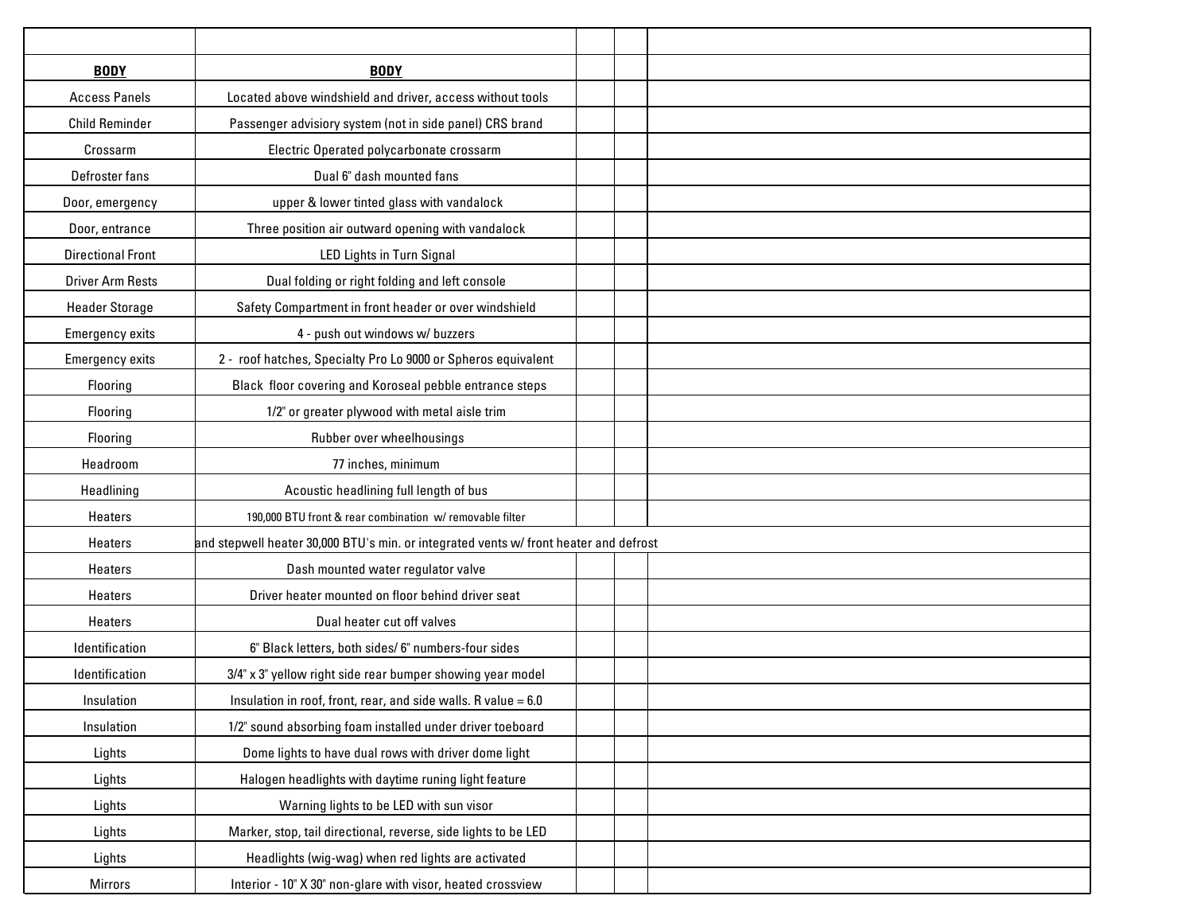| | | | | |
|---|---|---|---|---|
| **BODY** | **BODY** | | | |
| Access Panels | Located above windshield and driver, access without tools | | | |
| Child Reminder | Passenger advisiory system (not in side panel) CRS brand | | | |
| Crossarm | Electric Operated polycarbonate crossarm | | | |
| Defroster fans | Dual 6" dash mounted fans | | | |
| Door, emergency | upper & lower tinted glass with vandalock | | | |
| Door, entrance | Three position air outward opening with vandalock | | | |
| Directional Front | LED Lights in Turn Signal | | | |
| Driver Arm Rests | Dual folding or right folding and left console | | | |
| Header Storage | Safety Compartment in front header or over windshield | | | |
| Emergency exits | 4 - push out windows w/ buzzers | | | |
| Emergency exits | 2 - roof hatches, Specialty Pro Lo 9000 or Spheros equivalent | | | |
| Flooring | Black floor covering and Koroseal pebble entrance steps | | | |
| Flooring | 1/2" or greater plywood with metal aisle trim | | | |
| Flooring | Rubber over wheelhousings | | | |
| Headroom | 77 inches, minimum | | | |
| Headlining | Acoustic headlining full length of bus | | | |
| Heaters | 190,000 BTU front & rear combination w/ removable filter | | | |
| Heaters | and stepwell heater 30,000 BTU's min. or integrated vents w/ front heater and defrost | | | |
| Heaters | Dash mounted water regulator valve | | | |
| Heaters | Driver heater mounted on floor behind driver seat | | | |
| Heaters | Dual heater cut off valves | | | |
| Identification | 6" Black letters, both sides/ 6" numbers-four sides | | | |
| Identification | 3/4" x 3" yellow right side rear bumper showing year model | | | |
| Insulation | Insulation in roof, front, rear, and side walls. R value = 6.0 | | | |
| Insulation | 1/2" sound absorbing foam installed under driver toeboard | | | |
| Lights | Dome lights to have dual rows with driver dome light | | | |
| Lights | Halogen headlights with daytime runing light feature | | | |
| Lights | Warning lights to be LED with sun visor | | | |
| Lights | Marker, stop, tail directional, reverse, side lights to be LED | | | |
| Lights | Headlights (wig-wag) when red lights are activated | | | |
| Mirrors | Interior - 10" X 30" non-glare with visor, heated crossview | | | |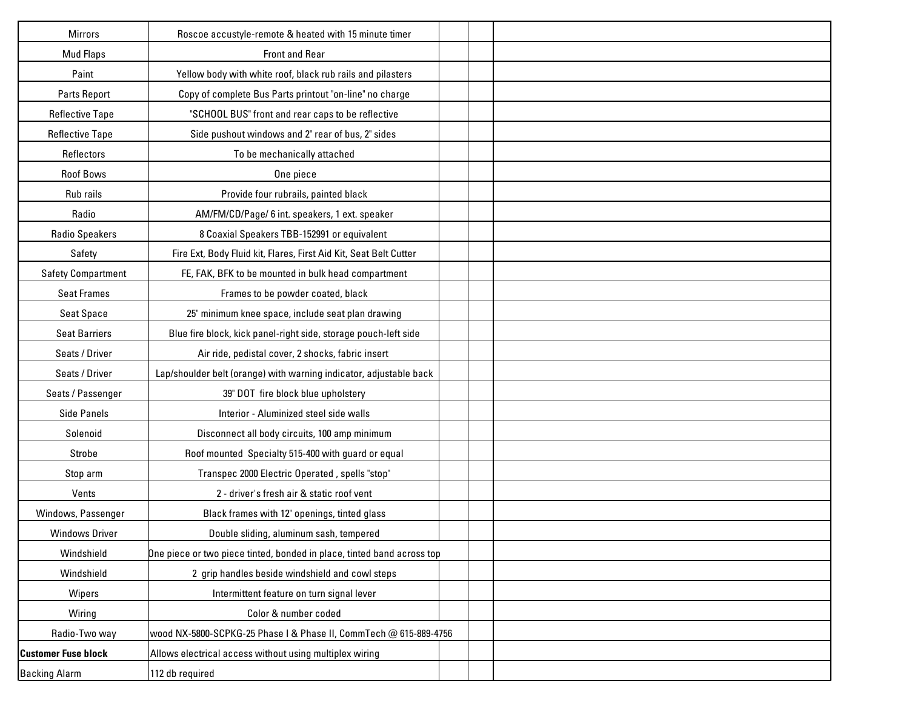| | | | | |
|---|---|---|---|---|
| Mirrors | Roscoe accustyle-remote & heated with 15 minute timer | | | |
| Mud Flaps | Front and Rear | | | |
| Paint | Yellow body with white roof, black rub rails and pilasters | | | |
| Parts Report | Copy of complete Bus Parts printout "on-line" no charge | | | |
| Reflective Tape | "SCHOOL BUS" front and rear caps to be reflective | | | |
| Reflective Tape | Side pushout windows and 2" rear of bus, 2" sides | | | |
| Reflectors | To be mechanically attached | | | |
| Roof Bows | One piece | | | |
| Rub rails | Provide four rubrails, painted black | | | |
| Radio | AM/FM/CD/Page/ 6 int. speakers, 1 ext. speaker | | | |
| Radio Speakers | 8 Coaxial Speakers TBB-152991 or equivalent | | | |
| Safety | Fire Ext, Body Fluid kit, Flares, First Aid Kit, Seat Belt Cutter | | | |
| Safety Compartment | FE, FAK, BFK to be mounted in bulk head compartment | | | |
| Seat Frames | Frames to be powder coated, black | | | |
| Seat Space | 25" minimum knee space, include seat plan drawing | | | |
| Seat Barriers | Blue fire block, kick panel-right side, storage pouch-left side | | | |
| Seats / Driver | Air ride, pedistal cover, 2 shocks, fabric insert | | | |
| Seats / Driver | Lap/shoulder belt (orange) with warning indicator, adjustable back | | | |
| Seats / Passenger | 39" DOT fire block blue upholstery | | | |
| Side Panels | Interior - Aluminized steel side walls | | | |
| Solenoid | Disconnect all body circuits, 100 amp minimum | | | |
| Strobe | Roof mounted Specialty 515-400 with guard or equal | | | |
| Stop arm | Transpec 2000 Electric Operated , spells "stop" | | | |
| Vents | 2 - driver's fresh air & static roof vent | | | |
| Windows, Passenger | Black frames with 12" openings, tinted glass | | | |
| Windows Driver | Double sliding, aluminum sash, tempered | | | |
| Windshield | One piece or two piece tinted, bonded in place, tinted band across top | | | |
| Windshield | 2 grip handles beside windshield and cowl steps | | | |
| Wipers | Intermittent feature on turn signal lever | | | |
| Wiring | Color & number coded | | | |
| Radio-Two way | wood NX-5800-SCPKG-25 Phase I & Phase II, CommTech @ 615-889-4756 | | | |
| **Customer Fuse block** | Allows electrical access without using multiplex wiring | | | |
| Backing Alarm | 112 db required | | | |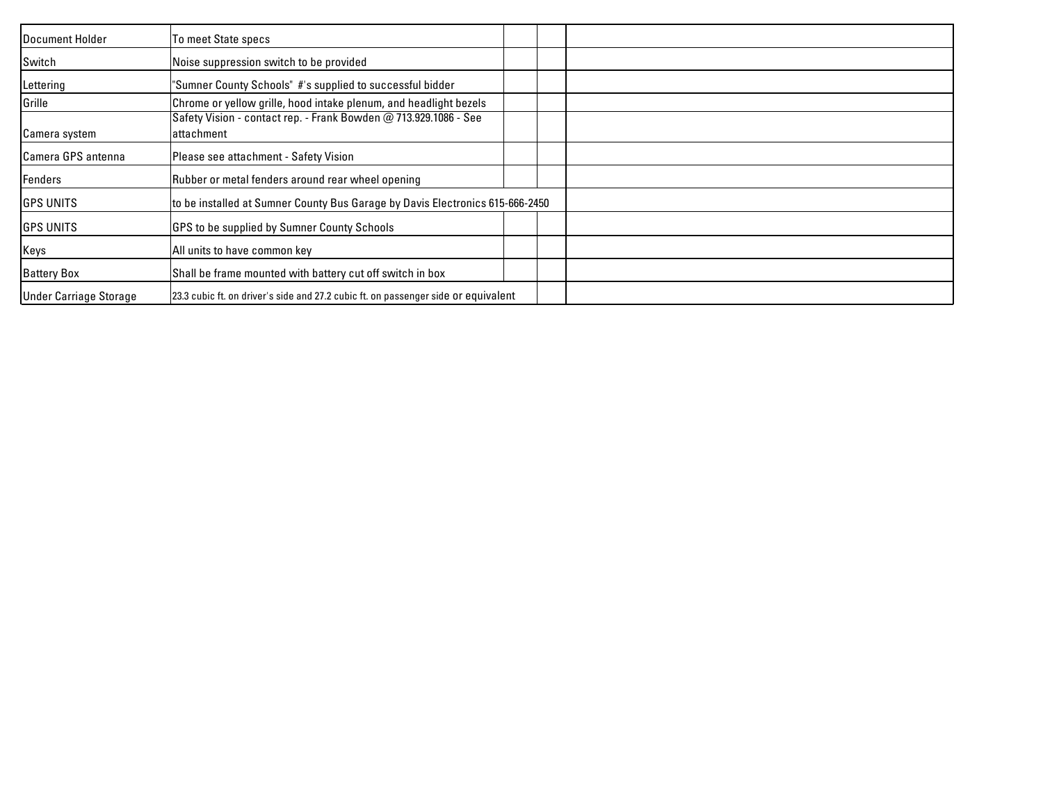| | | | | |
|---|---|---|---|---|
| Document Holder | To meet State specs | | | |
| Switch | Noise suppression switch to be provided | | | |
| Lettering | "Sumner County Schools" #'s supplied to successful bidder | | | |
| Grille | Chrome or yellow grille, hood intake plenum, and headlight bezels | | | |
| Camera system | Safety Vision - contact rep. - Frank Bowden @ 713.929.1086 - See attachment | | | |
| Camera GPS antenna | Please see attachment - Safety Vision | | | |
| Fenders | Rubber or metal fenders around rear wheel opening | | | |
| GPS UNITS | to be installed at Sumner County Bus Garage by Davis Electronics 615-666-2450 | | | |
| GPS UNITS | GPS to be supplied by Sumner County Schools | | | |
| Keys | All units to have common key | | | |
| Battery Box | Shall be frame mounted with battery cut off switch in box | | | |
| Under Carriage Storage | 23.3 cubic ft. on driver's side and 27.2 cubic ft. on passenger side or equivalent | | | |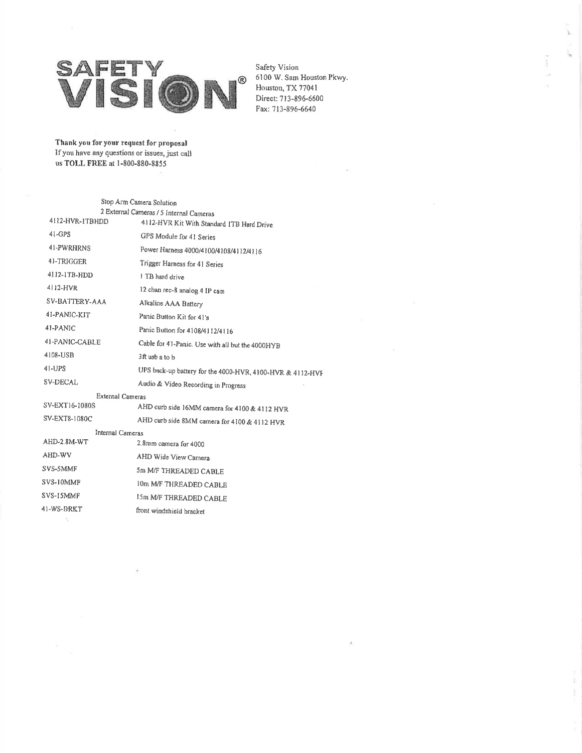**SAFETY VISION®**

Safety Vision
6100 W. Sam Houston Pkwy.
Houston, TX 77041
Direct: 713-896-6600
Fax: 713-896-6640

**Thank you for your request for proposal**
If you have any questions or issues, just call
us **TOLL FREE** at 1-800-880-8855

Stop Arm Camera Solution
2 External Cameras / 5 Internal Cameras

| | |
|---|---|
| 4112-HVR-1TBHDD | 4112-HVR Kit With Standard 1TB Hard Drive |
| 41-GPS | GPS Module for 41 Series |
| 41-PWRHRNS | Power Harness 4000/4100/4108/4112/4116 |
| 41-TRIGGER | Trigger Harness for 41 Series |
| 4112-1TB-HDD | 1 TB hard drive |
| 4112-HVR | 12 chan rec-8 analog 4 IP cam |
| SV-BATTERY-AAA | Alkaline AAA Battery |
| 41-PANIC-KIT | Panic Button Kit for 41's |
| 41-PANIC | Panic Button for 4108/4112/4116 |
| 41-PANIC-CABLE | Cable for 41-Panic. Use with all but the 4000HYB |
| 4108-USB | 3ft usb a to b |
| 41-UPS | UPS back-up battery for the 4000-HVR, 4100-HVR & 4112-HVR |
| SV-DECAL | Audio & Video Recording in Progress |
| External Cameras | |
| SV-EXT16-1080S | AHD curb side 16MM camera for 4100 & 4112 HVR |
| SV-EXT8-1080C | AHD curb side 8MM camera for 4100 & 4112 HVR |
| Internal Cameras | |
| AHD-2.8M-WT | 2.8mm camera for 4000 |
| AHD-WV | AHD Wide View Camera |
| SVS-5MMF | 5m M/F THREADED CABLE |
| SVS-10MMF | 10m M/F THREADED CABLE |
| SVS-15MMF | 15m M/F THREADED CABLE |
| 41-WS-BRKT | front windshield bracket |